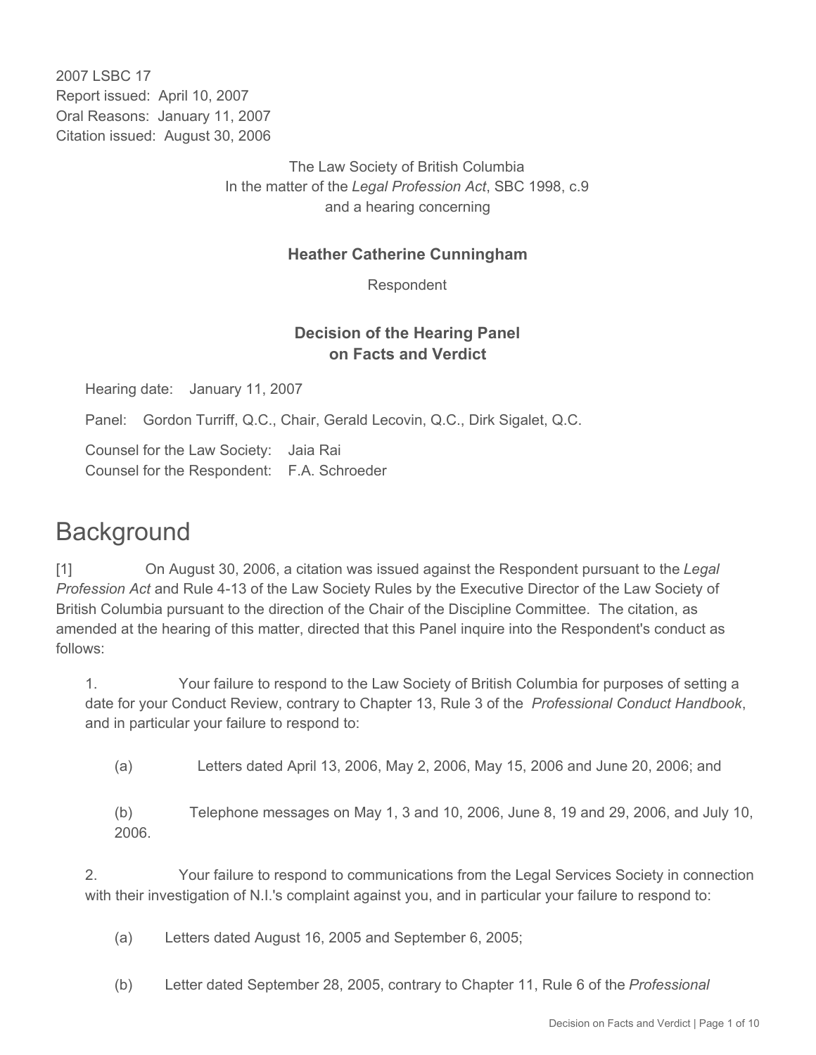2007 LSBC 17
Report issued: April 10, 2007
Oral Reasons: January 11, 2007
Citation issued: August 30, 2006

The Law Society of British Columbia
In the matter of the *Legal Profession Act*, SBC 1998, c.9
and a hearing concerning

**Heather Catherine Cunningham**

Respondent

**Decision of the Hearing Panel**
**on Facts and Verdict**

Hearing date: January 11, 2007

Panel: Gordon Turriff, Q.C., Chair, Gerald Lecovin, Q.C., Dirk Sigalet, Q.C.

Counsel for the Law Society: Jaia Rai
Counsel for the Respondent: F.A. Schroeder

# Background

[1] On August 30, 2006, a citation was issued against the Respondent pursuant to the *Legal Profession Act* and Rule 4-13 of the Law Society Rules by the Executive Director of the Law Society of British Columbia pursuant to the direction of the Chair of the Discipline Committee. The citation, as amended at the hearing of this matter, directed that this Panel inquire into the Respondent's conduct as follows:

1. Your failure to respond to the Law Society of British Columbia for purposes of setting a date for your Conduct Review, contrary to Chapter 13, Rule 3 of the *Professional Conduct Handbook*, and in particular your failure to respond to:

   (a) Letters dated April 13, 2006, May 2, 2006, May 15, 2006 and June 20, 2006; and

   (b) Telephone messages on May 1, 3 and 10, 2006, June 8, 19 and 29, 2006, and July 10, 2006.

2. Your failure to respond to communications from the Legal Services Society in connection with their investigation of N.I.'s complaint against you, and in particular your failure to respond to:

   (a) Letters dated August 16, 2005 and September 6, 2005;

   (b) Letter dated September 28, 2005, contrary to Chapter 11, Rule 6 of the *Professional*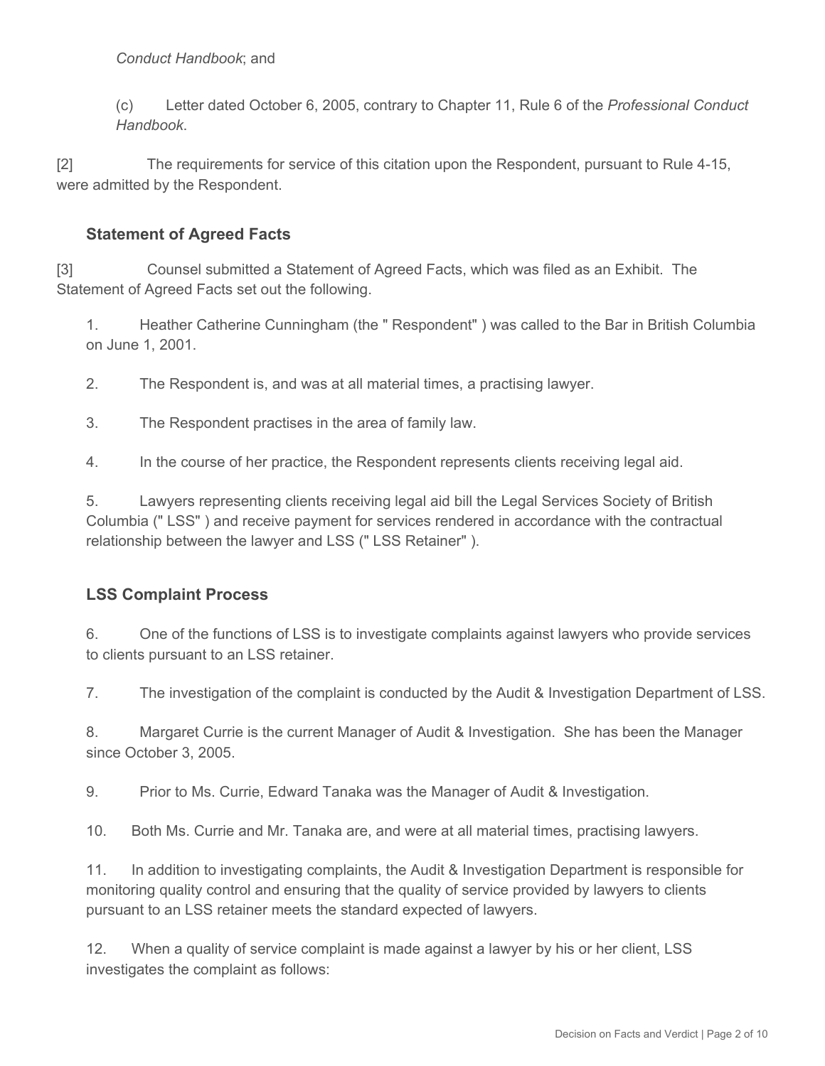*Conduct Handbook*; and

(c) Letter dated October 6, 2005, contrary to Chapter 11, Rule 6 of the *Professional Conduct Handbook*.

[2] The requirements for service of this citation upon the Respondent, pursuant to Rule 4-15, were admitted by the Respondent.

### Statement of Agreed Facts

[3] Counsel submitted a Statement of Agreed Facts, which was filed as an Exhibit. The Statement of Agreed Facts set out the following.

1. Heather Catherine Cunningham (the " Respondent" ) was called to the Bar in British Columbia on June 1, 2001.

2. The Respondent is, and was at all material times, a practising lawyer.

3. The Respondent practises in the area of family law.

4. In the course of her practice, the Respondent represents clients receiving legal aid.

5. Lawyers representing clients receiving legal aid bill the Legal Services Society of British Columbia (" LSS" ) and receive payment for services rendered in accordance with the contractual relationship between the lawyer and LSS (" LSS Retainer" ).

### LSS Complaint Process

6. One of the functions of LSS is to investigate complaints against lawyers who provide services to clients pursuant to an LSS retainer.

7. The investigation of the complaint is conducted by the Audit & Investigation Department of LSS.

8. Margaret Currie is the current Manager of Audit & Investigation. She has been the Manager since October 3, 2005.

9. Prior to Ms. Currie, Edward Tanaka was the Manager of Audit & Investigation.

10. Both Ms. Currie and Mr. Tanaka are, and were at all material times, practising lawyers.

11. In addition to investigating complaints, the Audit & Investigation Department is responsible for monitoring quality control and ensuring that the quality of service provided by lawyers to clients pursuant to an LSS retainer meets the standard expected of lawyers.

12. When a quality of service complaint is made against a lawyer by his or her client, LSS investigates the complaint as follows: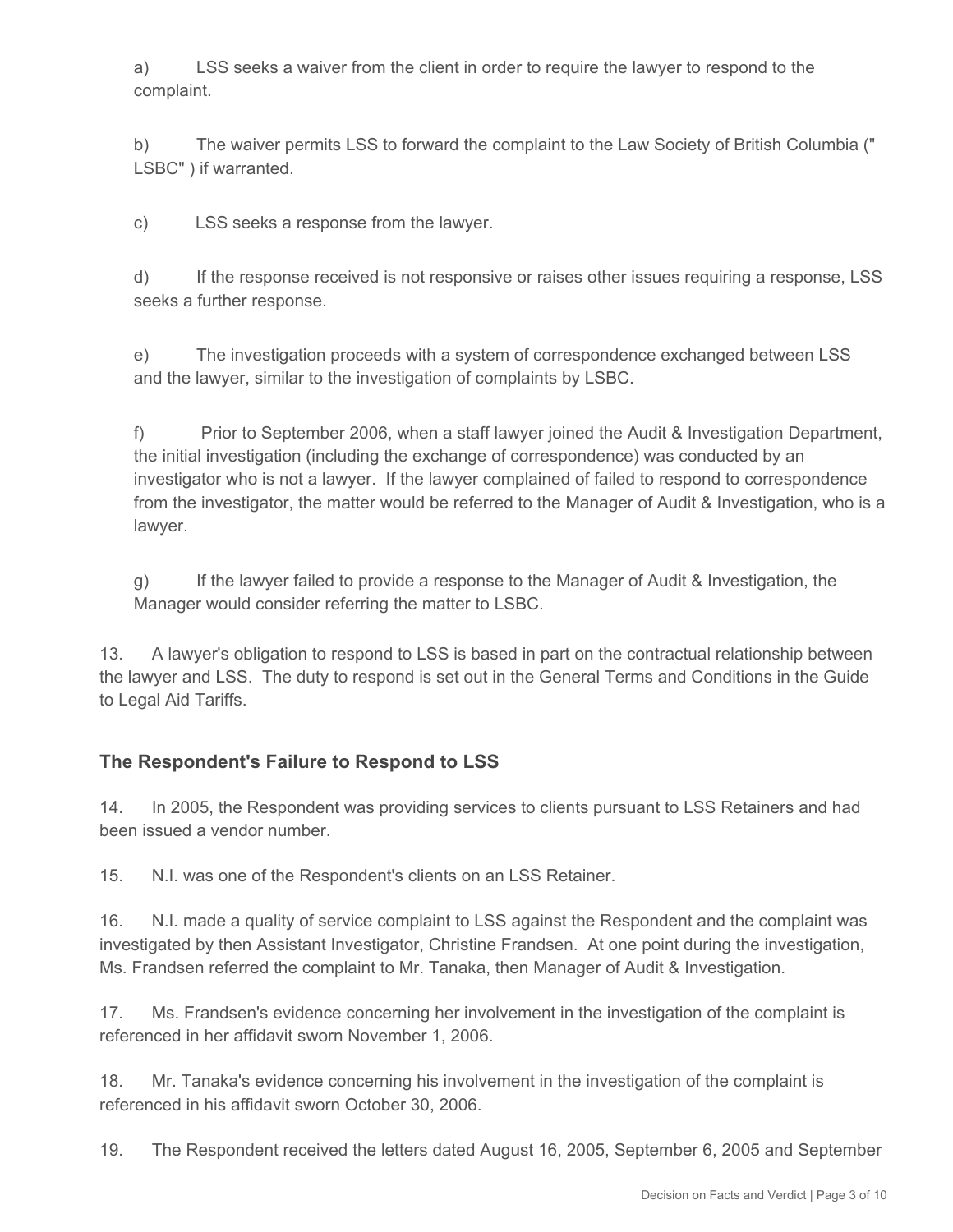a) LSS seeks a waiver from the client in order to require the lawyer to respond to the complaint.

b) The waiver permits LSS to forward the complaint to the Law Society of British Columbia (" LSBC" ) if warranted.

c) LSS seeks a response from the lawyer.

d) If the response received is not responsive or raises other issues requiring a response, LSS seeks a further response.

e) The investigation proceeds with a system of correspondence exchanged between LSS and the lawyer, similar to the investigation of complaints by LSBC.

f) Prior to September 2006, when a staff lawyer joined the Audit & Investigation Department, the initial investigation (including the exchange of correspondence) was conducted by an investigator who is not a lawyer. If the lawyer complained of failed to respond to correspondence from the investigator, the matter would be referred to the Manager of Audit & Investigation, who is a lawyer.

g) If the lawyer failed to provide a response to the Manager of Audit & Investigation, the Manager would consider referring the matter to LSBC.

13. A lawyer's obligation to respond to LSS is based in part on the contractual relationship between the lawyer and LSS. The duty to respond is set out in the General Terms and Conditions in the Guide to Legal Aid Tariffs.

## The Respondent's Failure to Respond to LSS

14. In 2005, the Respondent was providing services to clients pursuant to LSS Retainers and had been issued a vendor number.

15. N.I. was one of the Respondent's clients on an LSS Retainer.

16. N.I. made a quality of service complaint to LSS against the Respondent and the complaint was investigated by then Assistant Investigator, Christine Frandsen. At one point during the investigation, Ms. Frandsen referred the complaint to Mr. Tanaka, then Manager of Audit & Investigation.

17. Ms. Frandsen's evidence concerning her involvement in the investigation of the complaint is referenced in her affidavit sworn November 1, 2006.

18. Mr. Tanaka's evidence concerning his involvement in the investigation of the complaint is referenced in his affidavit sworn October 30, 2006.

19. The Respondent received the letters dated August 16, 2005, September 6, 2005 and September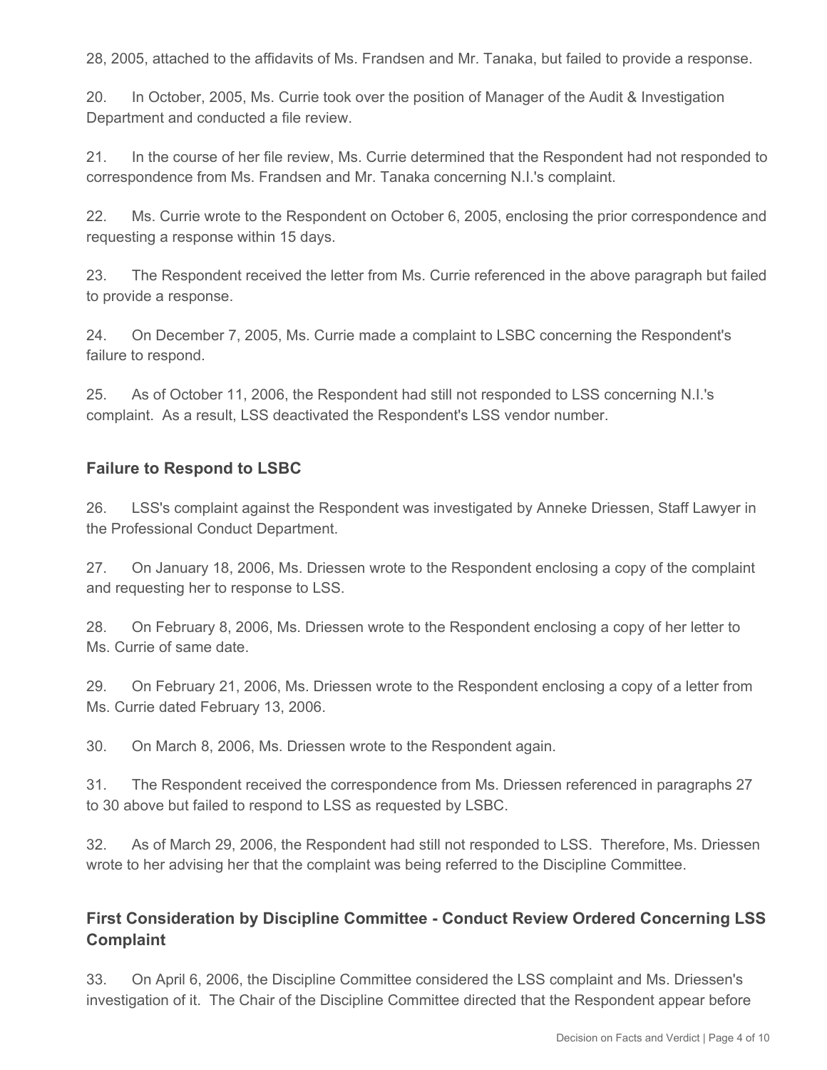28, 2005, attached to the affidavits of Ms. Frandsen and Mr. Tanaka, but failed to provide a response.

20. In October, 2005, Ms. Currie took over the position of Manager of the Audit & Investigation Department and conducted a file review.

21. In the course of her file review, Ms. Currie determined that the Respondent had not responded to correspondence from Ms. Frandsen and Mr. Tanaka concerning N.I.'s complaint.

22. Ms. Currie wrote to the Respondent on October 6, 2005, enclosing the prior correspondence and requesting a response within 15 days.

23. The Respondent received the letter from Ms. Currie referenced in the above paragraph but failed to provide a response.

24. On December 7, 2005, Ms. Currie made a complaint to LSBC concerning the Respondent's failure to respond.

25. As of October 11, 2006, the Respondent had still not responded to LSS concerning N.I.'s complaint. As a result, LSS deactivated the Respondent's LSS vendor number.

### Failure to Respond to LSBC

26. LSS's complaint against the Respondent was investigated by Anneke Driessen, Staff Lawyer in the Professional Conduct Department.

27. On January 18, 2006, Ms. Driessen wrote to the Respondent enclosing a copy of the complaint and requesting her to response to LSS.

28. On February 8, 2006, Ms. Driessen wrote to the Respondent enclosing a copy of her letter to Ms. Currie of same date.

29. On February 21, 2006, Ms. Driessen wrote to the Respondent enclosing a copy of a letter from Ms. Currie dated February 13, 2006.

30. On March 8, 2006, Ms. Driessen wrote to the Respondent again.

31. The Respondent received the correspondence from Ms. Driessen referenced in paragraphs 27 to 30 above but failed to respond to LSS as requested by LSBC.

32. As of March 29, 2006, the Respondent had still not responded to LSS. Therefore, Ms. Driessen wrote to her advising her that the complaint was being referred to the Discipline Committee.

### First Consideration by Discipline Committee - Conduct Review Ordered Concerning LSS Complaint

33. On April 6, 2006, the Discipline Committee considered the LSS complaint and Ms. Driessen's investigation of it. The Chair of the Discipline Committee directed that the Respondent appear before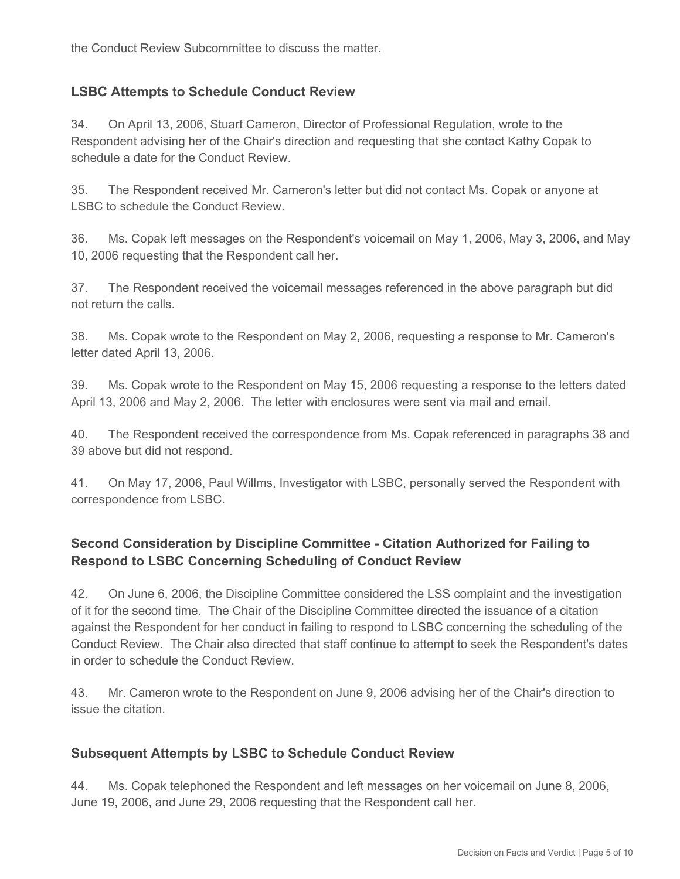the Conduct Review Subcommittee to discuss the matter.

## LSBC Attempts to Schedule Conduct Review

34. On April 13, 2006, Stuart Cameron, Director of Professional Regulation, wrote to the Respondent advising her of the Chair's direction and requesting that she contact Kathy Copak to schedule a date for the Conduct Review.

35. The Respondent received Mr. Cameron's letter but did not contact Ms. Copak or anyone at LSBC to schedule the Conduct Review.

36. Ms. Copak left messages on the Respondent's voicemail on May 1, 2006, May 3, 2006, and May 10, 2006 requesting that the Respondent call her.

37. The Respondent received the voicemail messages referenced in the above paragraph but did not return the calls.

38. Ms. Copak wrote to the Respondent on May 2, 2006, requesting a response to Mr. Cameron's letter dated April 13, 2006.

39. Ms. Copak wrote to the Respondent on May 15, 2006 requesting a response to the letters dated April 13, 2006 and May 2, 2006. The letter with enclosures were sent via mail and email.

40. The Respondent received the correspondence from Ms. Copak referenced in paragraphs 38 and 39 above but did not respond.

41. On May 17, 2006, Paul Willms, Investigator with LSBC, personally served the Respondent with correspondence from LSBC.

## Second Consideration by Discipline Committee - Citation Authorized for Failing to Respond to LSBC Concerning Scheduling of Conduct Review

42. On June 6, 2006, the Discipline Committee considered the LSS complaint and the investigation of it for the second time. The Chair of the Discipline Committee directed the issuance of a citation against the Respondent for her conduct in failing to respond to LSBC concerning the scheduling of the Conduct Review. The Chair also directed that staff continue to attempt to seek the Respondent's dates in order to schedule the Conduct Review.

43. Mr. Cameron wrote to the Respondent on June 9, 2006 advising her of the Chair's direction to issue the citation.

## Subsequent Attempts by LSBC to Schedule Conduct Review

44. Ms. Copak telephoned the Respondent and left messages on her voicemail on June 8, 2006, June 19, 2006, and June 29, 2006 requesting that the Respondent call her.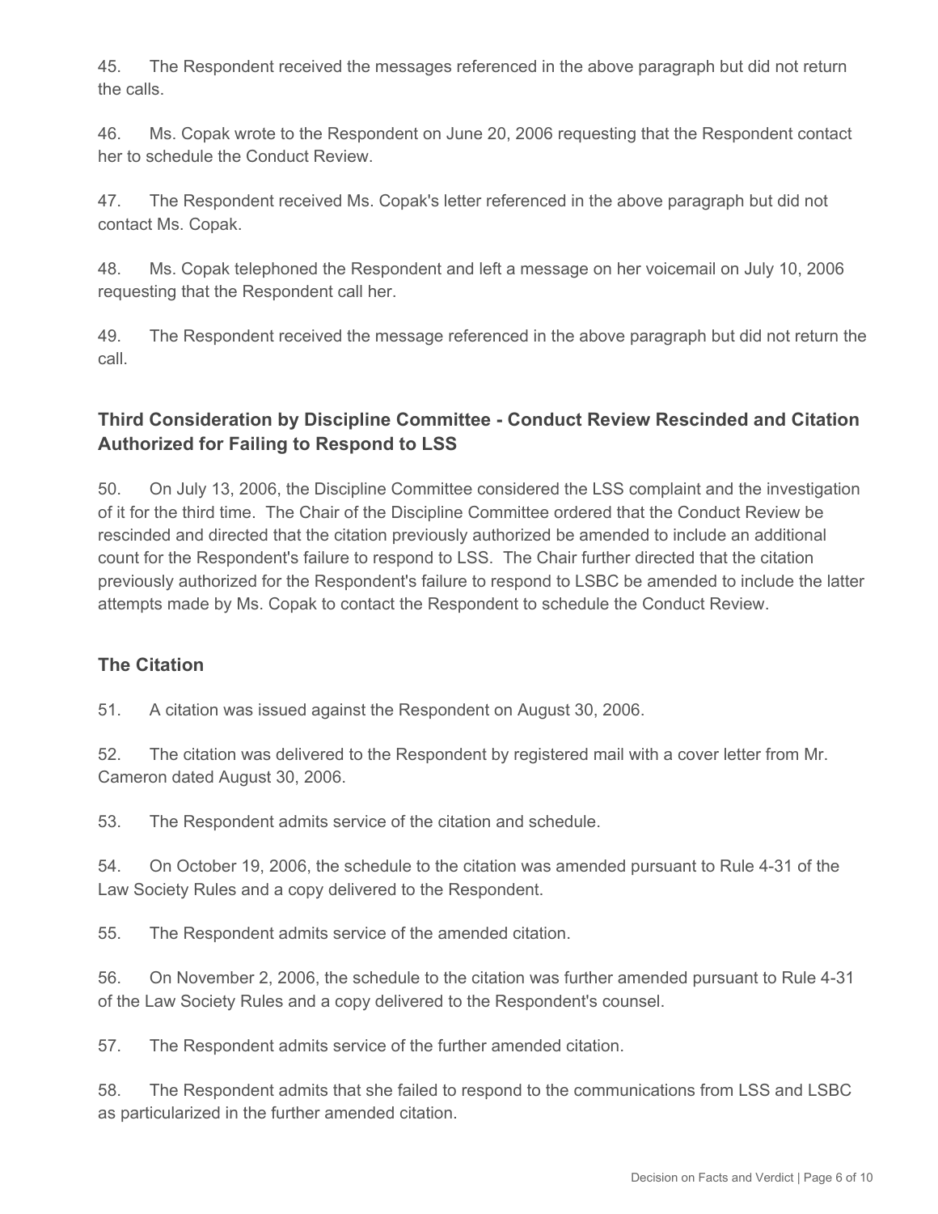45. The Respondent received the messages referenced in the above paragraph but did not return the calls.

46. Ms. Copak wrote to the Respondent on June 20, 2006 requesting that the Respondent contact her to schedule the Conduct Review.

47. The Respondent received Ms. Copak's letter referenced in the above paragraph but did not contact Ms. Copak.

48. Ms. Copak telephoned the Respondent and left a message on her voicemail on July 10, 2006 requesting that the Respondent call her.

49. The Respondent received the message referenced in the above paragraph but did not return the call.

## Third Consideration by Discipline Committee - Conduct Review Rescinded and Citation Authorized for Failing to Respond to LSS

50. On July 13, 2006, the Discipline Committee considered the LSS complaint and the investigation of it for the third time. The Chair of the Discipline Committee ordered that the Conduct Review be rescinded and directed that the citation previously authorized be amended to include an additional count for the Respondent's failure to respond to LSS. The Chair further directed that the citation previously authorized for the Respondent's failure to respond to LSBC be amended to include the latter attempts made by Ms. Copak to contact the Respondent to schedule the Conduct Review.

## The Citation

51. A citation was issued against the Respondent on August 30, 2006.

52. The citation was delivered to the Respondent by registered mail with a cover letter from Mr. Cameron dated August 30, 2006.

53. The Respondent admits service of the citation and schedule.

54. On October 19, 2006, the schedule to the citation was amended pursuant to Rule 4-31 of the Law Society Rules and a copy delivered to the Respondent.

55. The Respondent admits service of the amended citation.

56. On November 2, 2006, the schedule to the citation was further amended pursuant to Rule 4-31 of the Law Society Rules and a copy delivered to the Respondent's counsel.

57. The Respondent admits service of the further amended citation.

58. The Respondent admits that she failed to respond to the communications from LSS and LSBC as particularized in the further amended citation.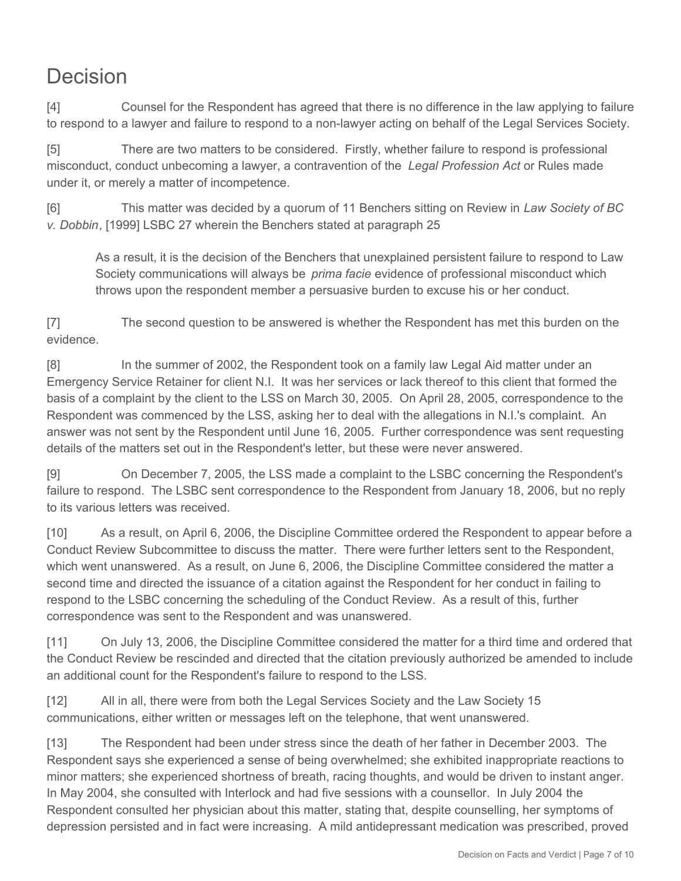# Decision

[4] Counsel for the Respondent has agreed that there is no difference in the law applying to failure to respond to a lawyer and failure to respond to a non-lawyer acting on behalf of the Legal Services Society.

[5] There are two matters to be considered. Firstly, whether failure to respond is professional misconduct, conduct unbecoming a lawyer, a contravention of the *Legal Profession Act* or Rules made under it, or merely a matter of incompetence.

[6] This matter was decided by a quorum of 11 Benchers sitting on Review in *Law Society of BC v. Dobbin*, [1999] LSBC 27 wherein the Benchers stated at paragraph 25

> As a result, it is the decision of the Benchers that unexplained persistent failure to respond to Law Society communications will always be *prima facie* evidence of professional misconduct which throws upon the respondent member a persuasive burden to excuse his or her conduct.

[7] The second question to be answered is whether the Respondent has met this burden on the evidence.

[8] In the summer of 2002, the Respondent took on a family law Legal Aid matter under an Emergency Service Retainer for client N.I. It was her services or lack thereof to this client that formed the basis of a complaint by the client to the LSS on March 30, 2005. On April 28, 2005, correspondence to the Respondent was commenced by the LSS, asking her to deal with the allegations in N.I.'s complaint. An answer was not sent by the Respondent until June 16, 2005. Further correspondence was sent requesting details of the matters set out in the Respondent's letter, but these were never answered.

[9] On December 7, 2005, the LSS made a complaint to the LSBC concerning the Respondent's failure to respond. The LSBC sent correspondence to the Respondent from January 18, 2006, but no reply to its various letters was received.

[10] As a result, on April 6, 2006, the Discipline Committee ordered the Respondent to appear before a Conduct Review Subcommittee to discuss the matter. There were further letters sent to the Respondent, which went unanswered. As a result, on June 6, 2006, the Discipline Committee considered the matter a second time and directed the issuance of a citation against the Respondent for her conduct in failing to respond to the LSBC concerning the scheduling of the Conduct Review. As a result of this, further correspondence was sent to the Respondent and was unanswered.

[11] On July 13, 2006, the Discipline Committee considered the matter for a third time and ordered that the Conduct Review be rescinded and directed that the citation previously authorized be amended to include an additional count for the Respondent's failure to respond to the LSS.

[12] All in all, there were from both the Legal Services Society and the Law Society 15 communications, either written or messages left on the telephone, that went unanswered.

[13] The Respondent had been under stress since the death of her father in December 2003. The Respondent says she experienced a sense of being overwhelmed; she exhibited inappropriate reactions to minor matters; she experienced shortness of breath, racing thoughts, and would be driven to instant anger. In May 2004, she consulted with Interlock and had five sessions with a counsellor. In July 2004 the Respondent consulted her physician about this matter, stating that, despite counselling, her symptoms of depression persisted and in fact were increasing. A mild antidepressant medication was prescribed, proved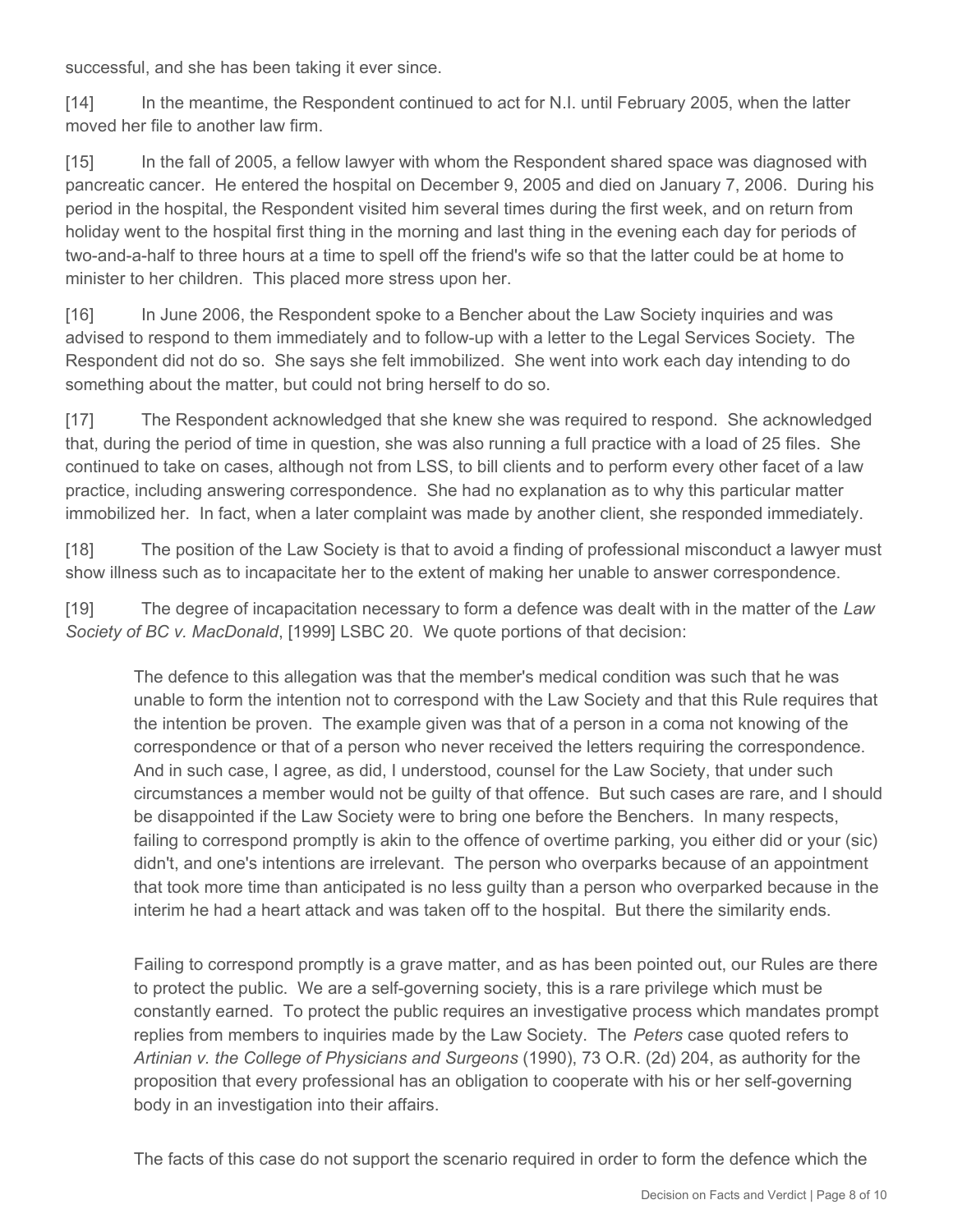successful, and she has been taking it ever since.

[14] In the meantime, the Respondent continued to act for N.I. until February 2005, when the latter moved her file to another law firm.

[15] In the fall of 2005, a fellow lawyer with whom the Respondent shared space was diagnosed with pancreatic cancer. He entered the hospital on December 9, 2005 and died on January 7, 2006. During his period in the hospital, the Respondent visited him several times during the first week, and on return from holiday went to the hospital first thing in the morning and last thing in the evening each day for periods of two-and-a-half to three hours at a time to spell off the friend's wife so that the latter could be at home to minister to her children. This placed more stress upon her.

[16] In June 2006, the Respondent spoke to a Bencher about the Law Society inquiries and was advised to respond to them immediately and to follow-up with a letter to the Legal Services Society. The Respondent did not do so. She says she felt immobilized. She went into work each day intending to do something about the matter, but could not bring herself to do so.

[17] The Respondent acknowledged that she knew she was required to respond. She acknowledged that, during the period of time in question, she was also running a full practice with a load of 25 files. She continued to take on cases, although not from LSS, to bill clients and to perform every other facet of a law practice, including answering correspondence. She had no explanation as to why this particular matter immobilized her. In fact, when a later complaint was made by another client, she responded immediately.

[18] The position of the Law Society is that to avoid a finding of professional misconduct a lawyer must show illness such as to incapacitate her to the extent of making her unable to answer correspondence.

[19] The degree of incapacitation necessary to form a defence was dealt with in the matter of the *Law Society of BC v. MacDonald*, [1999] LSBC 20. We quote portions of that decision:

> The defence to this allegation was that the member's medical condition was such that he was unable to form the intention not to correspond with the Law Society and that this Rule requires that the intention be proven. The example given was that of a person in a coma not knowing of the correspondence or that of a person who never received the letters requiring the correspondence. And in such case, I agree, as did, I understood, counsel for the Law Society, that under such circumstances a member would not be guilty of that offence. But such cases are rare, and I should be disappointed if the Law Society were to bring one before the Benchers. In many respects, failing to correspond promptly is akin to the offence of overtime parking, you either did or your (sic) didn't, and one's intentions are irrelevant. The person who overparks because of an appointment that took more time than anticipated is no less guilty than a person who overparked because in the interim he had a heart attack and was taken off to the hospital. But there the similarity ends.
>
> Failing to correspond promptly is a grave matter, and as has been pointed out, our Rules are there to protect the public. We are a self-governing society, this is a rare privilege which must be constantly earned. To protect the public requires an investigative process which mandates prompt replies from members to inquiries made by the Law Society. The *Peters* case quoted refers to *Artinian v. the College of Physicians and Surgeons* (1990), 73 O.R. (2d) 204, as authority for the proposition that every professional has an obligation to cooperate with his or her self-governing body in an investigation into their affairs.
>
> The facts of this case do not support the scenario required in order to form the defence which the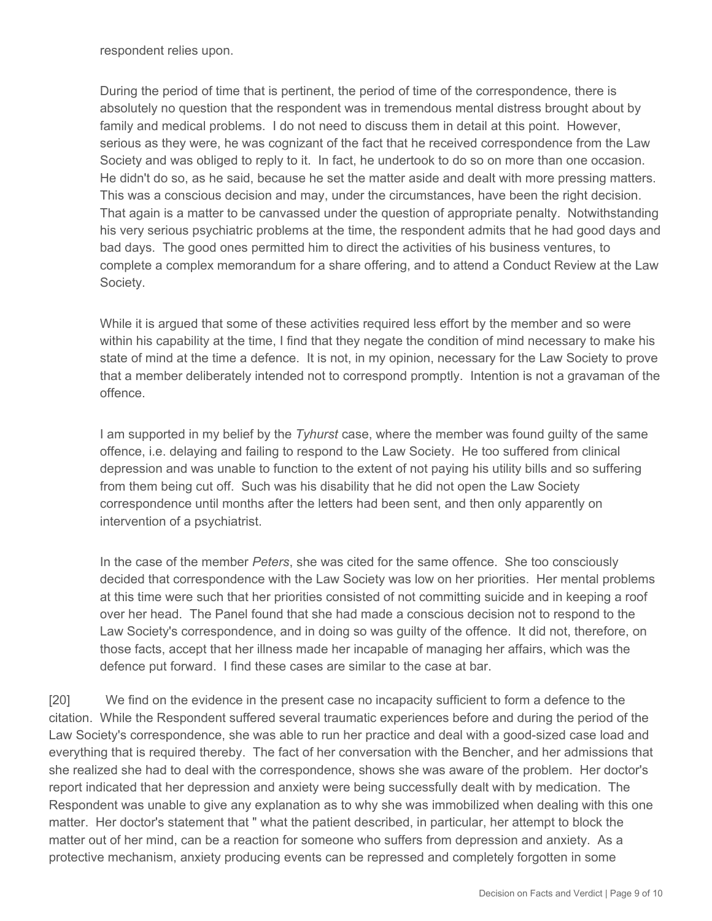respondent relies upon.

> During the period of time that is pertinent, the period of time of the correspondence, there is absolutely no question that the respondent was in tremendous mental distress brought about by family and medical problems. I do not need to discuss them in detail at this point. However, serious as they were, he was cognizant of the fact that he received correspondence from the Law Society and was obliged to reply to it. In fact, he undertook to do so on more than one occasion. He didn't do so, as he said, because he set the matter aside and dealt with more pressing matters. This was a conscious decision and may, under the circumstances, have been the right decision. That again is a matter to be canvassed under the question of appropriate penalty. Notwithstanding his very serious psychiatric problems at the time, the respondent admits that he had good days and bad days. The good ones permitted him to direct the activities of his business ventures, to complete a complex memorandum for a share offering, and to attend a Conduct Review at the Law Society.
>
> While it is argued that some of these activities required less effort by the member and so were within his capability at the time, I find that they negate the condition of mind necessary to make his state of mind at the time a defence. It is not, in my opinion, necessary for the Law Society to prove that a member deliberately intended not to correspond promptly. Intention is not a gravaman of the offence.
>
> I am supported in my belief by the *Tyhurst* case, where the member was found guilty of the same offence, i.e. delaying and failing to respond to the Law Society. He too suffered from clinical depression and was unable to function to the extent of not paying his utility bills and so suffering from them being cut off. Such was his disability that he did not open the Law Society correspondence until months after the letters had been sent, and then only apparently on intervention of a psychiatrist.
>
> In the case of the member *Peters*, she was cited for the same offence. She too consciously decided that correspondence with the Law Society was low on her priorities. Her mental problems at this time were such that her priorities consisted of not committing suicide and in keeping a roof over her head. The Panel found that she had made a conscious decision not to respond to the Law Society's correspondence, and in doing so was guilty of the offence. It did not, therefore, on those facts, accept that her illness made her incapable of managing her affairs, which was the defence put forward. I find these cases are similar to the case at bar.

[20] We find on the evidence in the present case no incapacity sufficient to form a defence to the citation. While the Respondent suffered several traumatic experiences before and during the period of the Law Society's correspondence, she was able to run her practice and deal with a good-sized case load and everything that is required thereby. The fact of her conversation with the Bencher, and her admissions that she realized she had to deal with the correspondence, shows she was aware of the problem. Her doctor's report indicated that her depression and anxiety were being successfully dealt with by medication. The Respondent was unable to give any explanation as to why she was immobilized when dealing with this one matter. Her doctor's statement that " what the patient described, in particular, her attempt to block the matter out of her mind, can be a reaction for someone who suffers from depression and anxiety. As a protective mechanism, anxiety producing events can be repressed and completely forgotten in some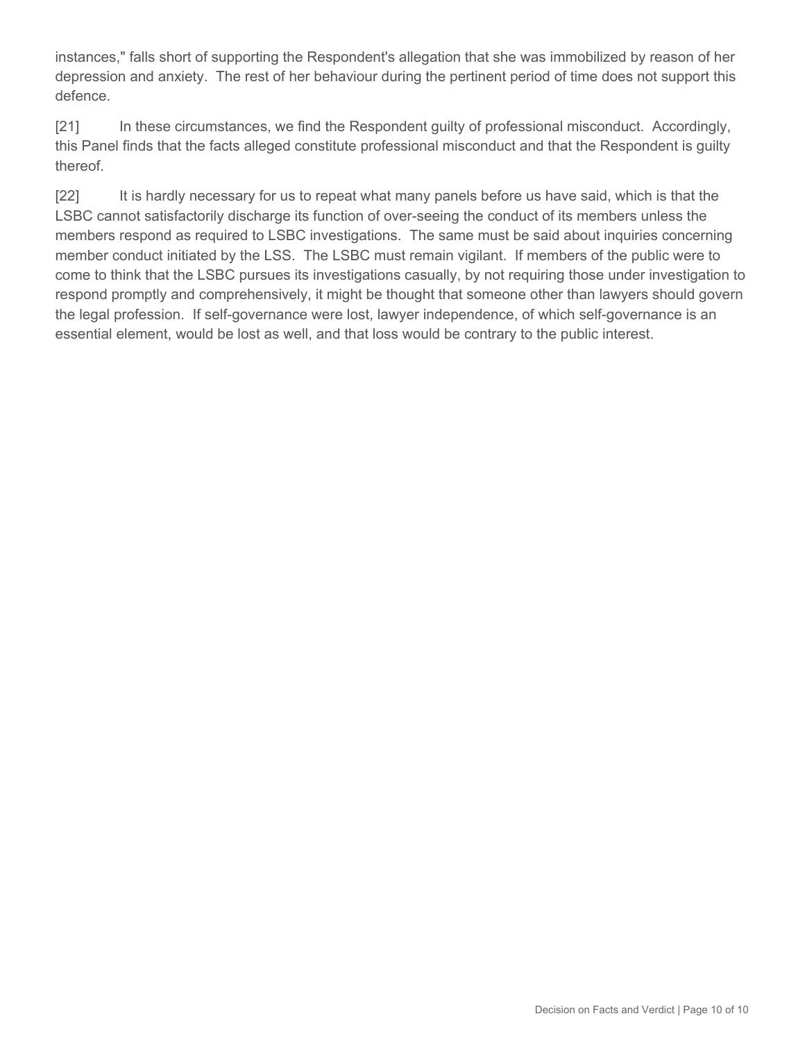instances," falls short of supporting the Respondent's allegation that she was immobilized by reason of her depression and anxiety. The rest of her behaviour during the pertinent period of time does not support this defence.

[21] In these circumstances, we find the Respondent guilty of professional misconduct. Accordingly, this Panel finds that the facts alleged constitute professional misconduct and that the Respondent is guilty thereof.

[22] It is hardly necessary for us to repeat what many panels before us have said, which is that the LSBC cannot satisfactorily discharge its function of over-seeing the conduct of its members unless the members respond as required to LSBC investigations. The same must be said about inquiries concerning member conduct initiated by the LSS. The LSBC must remain vigilant. If members of the public were to come to think that the LSBC pursues its investigations casually, by not requiring those under investigation to respond promptly and comprehensively, it might be thought that someone other than lawyers should govern the legal profession. If self-governance were lost, lawyer independence, of which self-governance is an essential element, would be lost as well, and that loss would be contrary to the public interest.